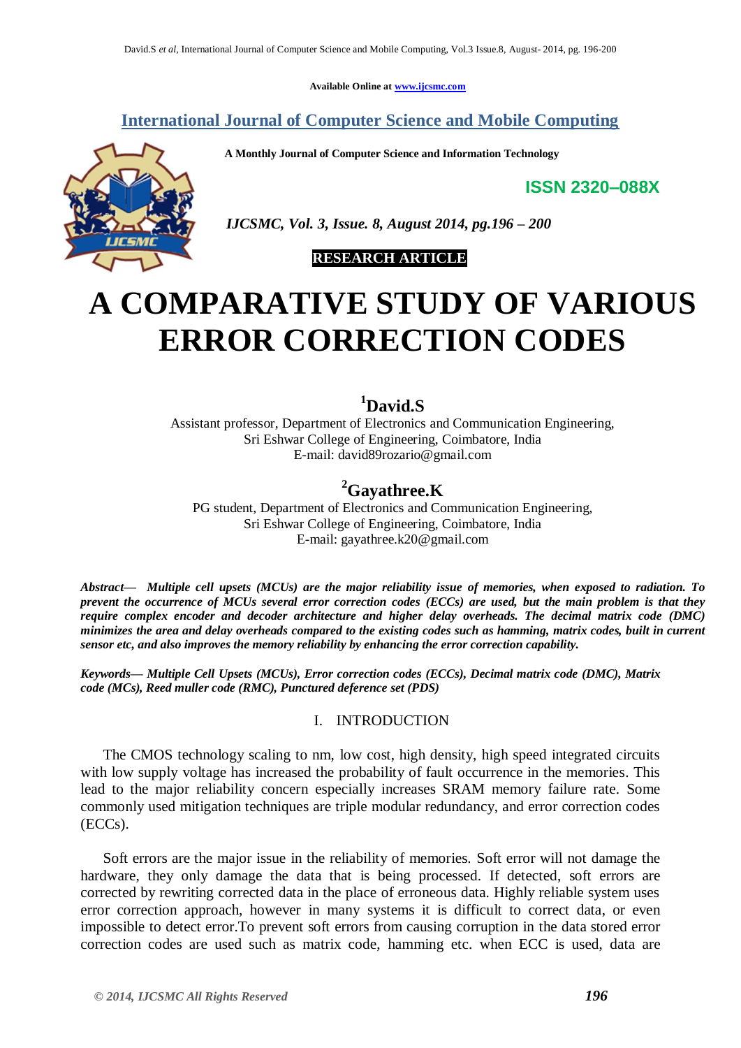Available Online at www.ijcsmc.com

**International Journal of Computer Science and Mobile Computing**

**A Monthly Journal of Computer Science and Information Technology**

**ISSN 2320–088X**

*IJCSMC, Vol. 3, Issue. 8, August 2014, pg.196 – 200*

**RESEARCH ARTICLE**

# A COMPARATIVE STUDY OF VARIOUS ERROR CORRECTION CODES

**[1]David.S**

Assistant professor, Department of Electronics and Communication Engineering,
Sri Eshwar College of Engineering, Coimbatore, India
E-mail: david89rozario@gmail.com

**[2]Gayathree.K**

PG student, Department of Electronics and Communication Engineering,
Sri Eshwar College of Engineering, Coimbatore, India
E-mail: gayathree.k20@gmail.com

***Abstract***— ***Multiple cell upsets (MCUs) are the major reliability issue of memories, when exposed to radiation. To prevent the occurrence of MCUs several error correction codes (ECCs) are used, but the main problem is that they require complex encoder and decoder architecture and higher delay overheads. The decimal matrix code (DMC) minimizes the area and delay overheads compared to the existing codes such as hamming, matrix codes, built in current sensor etc, and also improves the memory reliability by enhancing the error correction capability.***

***Keywords***— ***Multiple Cell Upsets (MCUs), Error correction codes (ECCs), Decimal matrix code (DMC), Matrix code (MCs), Reed muller code (RMC), Punctured deference set (PDS)***

## I. INTRODUCTION

The CMOS technology scaling to nm, low cost, high density, high speed integrated circuits with low supply voltage has increased the probability of fault occurrence in the memories. This lead to the major reliability concern especially increases SRAM memory failure rate. Some commonly used mitigation techniques are triple modular redundancy, and error correction codes (ECCs).

Soft errors are the major issue in the reliability of memories. Soft error will not damage the hardware, they only damage the data that is being processed. If detected, soft errors are corrected by rewriting corrected data in the place of erroneous data. Highly reliable system uses error correction approach, however in many systems it is difficult to correct data, or even impossible to detect error.To prevent soft errors from causing corruption in the data stored error correction codes are used such as matrix code, hamming etc. when ECC is used, data are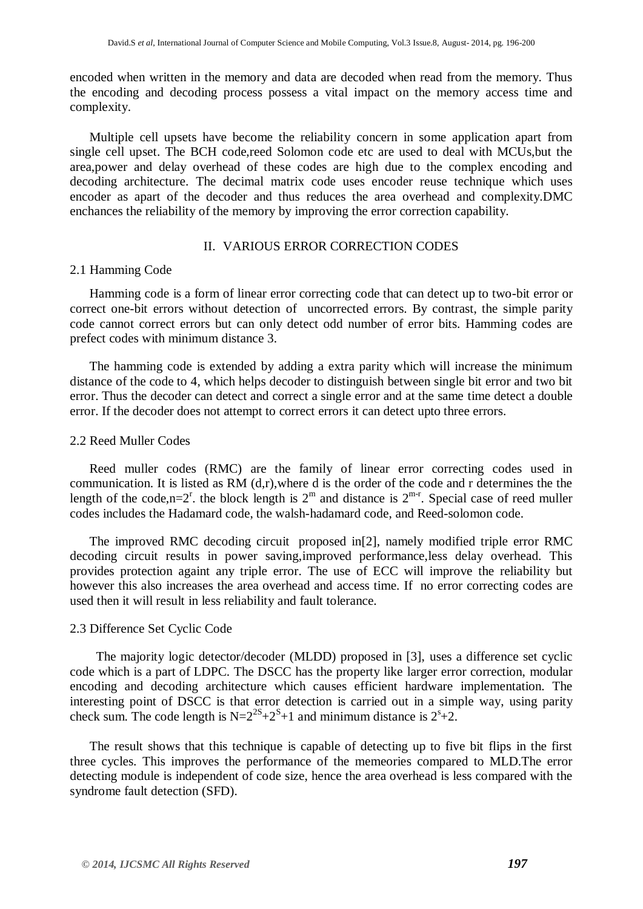encoded when written in the memory and data are decoded when read from the memory. Thus the encoding and decoding process possess a vital impact on the memory access time and complexity.

Multiple cell upsets have become the reliability concern in some application apart from single cell upset. The BCH code,reed Solomon code etc are used to deal with MCUs,but the area,power and delay overhead of these codes are high due to the complex encoding and decoding architecture. The decimal matrix code uses encoder reuse technique which uses encoder as apart of the decoder and thus reduces the area overhead and complexity.DMC enchances the reliability of the memory by improving the error correction capability.

## II. VARIOUS ERROR CORRECTION CODES

### 2.1 Hamming Code

Hamming code is a form of linear error correcting code that can detect up to two-bit error or correct one-bit errors without detection of uncorrected errors. By contrast, the simple parity code cannot correct errors but can only detect odd number of error bits. Hamming codes are prefect codes with minimum distance 3.

The hamming code is extended by adding a extra parity which will increase the minimum distance of the code to 4, which helps decoder to distinguish between single bit error and two bit error. Thus the decoder can detect and correct a single error and at the same time detect a double error. If the decoder does not attempt to correct errors it can detect upto three errors.

### 2.2 Reed Muller Codes

Reed muller codes (RMC) are the family of linear error correcting codes used in communication. It is listed as RM (d,r),where d is the order of the code and r determines the the length of the code,$n=2^r$. the block length is $2^m$ and distance is $2^{m-r}$. Special case of reed muller codes includes the Hadamard code, the walsh-hadamard code, and Reed-solomon code.

The improved RMC decoding circuit proposed in[2], namely modified triple error RMC decoding circuit results in power saving,improved performance,less delay overhead. This provides protection againt any triple error. The use of ECC will improve the reliability but however this also increases the area overhead and access time. If no error correcting codes are used then it will result in less reliability and fault tolerance.

### 2.3 Difference Set Cyclic Code

The majority logic detector/decoder (MLDD) proposed in [3], uses a difference set cyclic code which is a part of LDPC. The DSCC has the property like larger error correction, modular encoding and decoding architecture which causes efficient hardware implementation. The interesting point of DSCC is that error detection is carried out in a simple way, using parity check sum. The code length is $N=2^{2S}+2^S+1$ and minimum distance is $2^s+2$.

The result shows that this technique is capable of detecting up to five bit flips in the first three cycles. This improves the performance of the memeories compared to MLD.The error detecting module is independent of code size, hence the area overhead is less compared with the syndrome fault detection (SFD).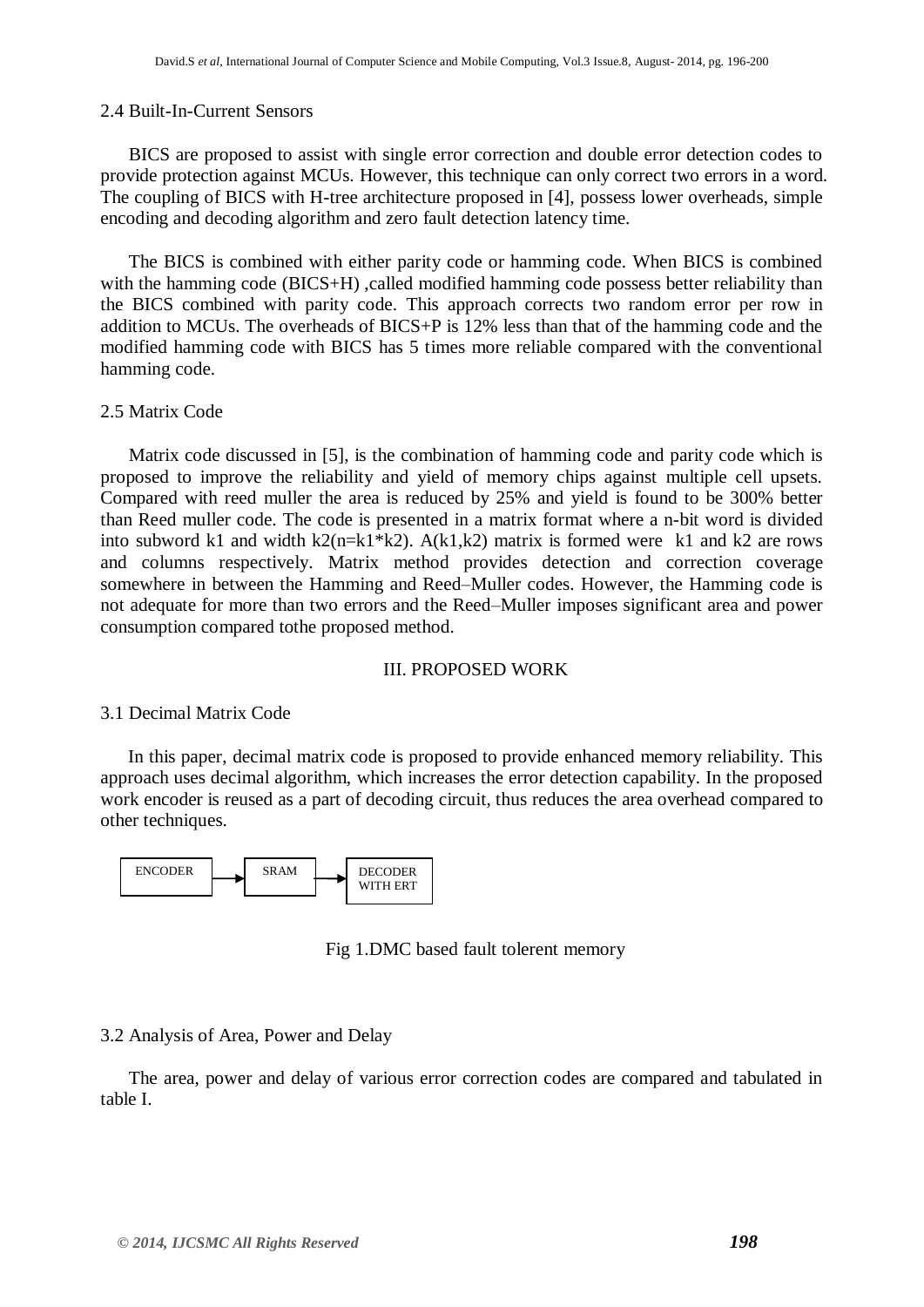### 2.4 Built-In-Current Sensors

BICS are proposed to assist with single error correction and double error detection codes to provide protection against MCUs. However, this technique can only correct two errors in a word. The coupling of BICS with H-tree architecture proposed in [4], possess lower overheads, simple encoding and decoding algorithm and zero fault detection latency time.

The BICS is combined with either parity code or hamming code. When BICS is combined with the hamming code (BICS+H) ,called modified hamming code possess better reliability than the BICS combined with parity code. This approach corrects two random error per row in addition to MCUs. The overheads of BICS+P is 12% less than that of the hamming code and the modified hamming code with BICS has 5 times more reliable compared with the conventional hamming code.

### 2.5 Matrix Code

Matrix code discussed in [5], is the combination of hamming code and parity code which is proposed to improve the reliability and yield of memory chips against multiple cell upsets. Compared with reed muller the area is reduced by 25% and yield is found to be 300% better than Reed muller code. The code is presented in a matrix format where a n-bit word is divided into subword k1 and width k2(n=k1*k2). A(k1,k2) matrix is formed were k1 and k2 are rows and columns respectively. Matrix method provides detection and correction coverage somewhere in between the Hamming and Reed–Muller codes. However, the Hamming code is not adequate for more than two errors and the Reed–Muller imposes significant area and power consumption compared tothe proposed method.

## III. PROPOSED WORK

### 3.1 Decimal Matrix Code

In this paper, decimal matrix code is proposed to provide enhanced memory reliability. This approach uses decimal algorithm, which increases the error detection capability. In the proposed work encoder is reused as a part of decoding circuit, thus reduces the area overhead compared to other techniques.

ENCODER → SRAM → DECODER WITH ERT

Fig 1.DMC based fault tolerent memory

### 3.2 Analysis of Area, Power and Delay

The area, power and delay of various error correction codes are compared and tabulated in table I.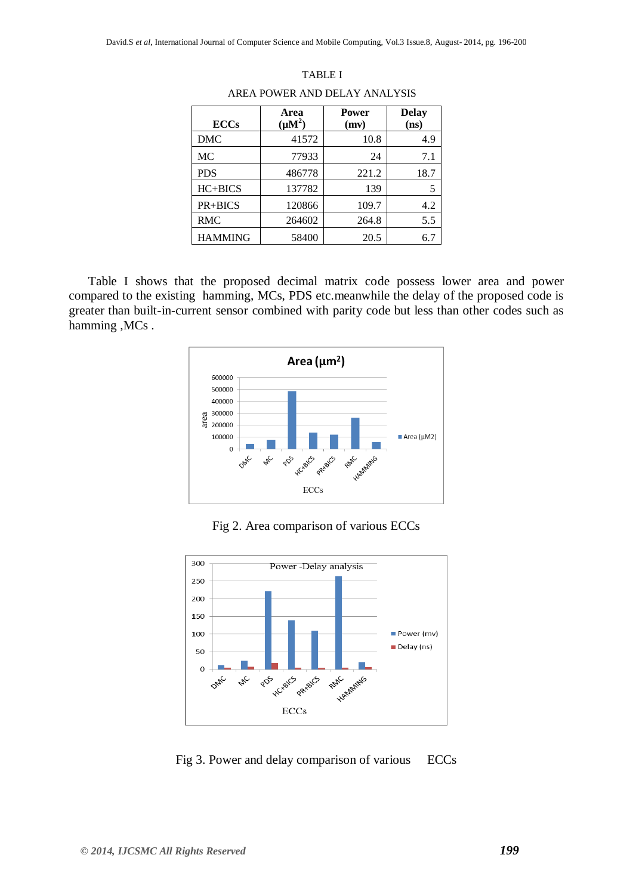TABLE I

AREA POWER AND DELAY ANALYSIS

| ECCs | Area ($\mu M^2$) | Power (mv) | Delay (ns) |
|---|---|---|---|
| DMC | 41572 | 10.8 | 4.9 |
| MC | 77933 | 24 | 7.1 |
| PDS | 486778 | 221.2 | 18.7 |
| HC+BICS | 137782 | 139 | 5 |
| PR+BICS | 120866 | 109.7 | 4.2 |
| RMC | 264602 | 264.8 | 5.5 |
| HAMMING | 58400 | 20.5 | 6.7 |

Table I shows that the proposed decimal matrix code possess lower area and power compared to the existing hamming, MCs, PDS etc.meanwhile the delay of the proposed code is greater than built-in-current sensor combined with parity code but less than other codes such as hamming ,MCs .

Area ($\mu m^2$)

600000
500000
400000
300000
200000
100000
0

area

DMC MC PDS HC+BICS PR+BICS RMC HAMMING

ECCs

Area ($\mu$M2)

Fig 2. Area comparison of various ECCs

Power -Delay analysis

300
250
200
150
100
50
0

DMC MC PDS HC+BICS PR+BICS RMC HAMMING

ECCs

Power (mv)
Delay (ns)

Fig 3. Power and delay comparison of various ECCs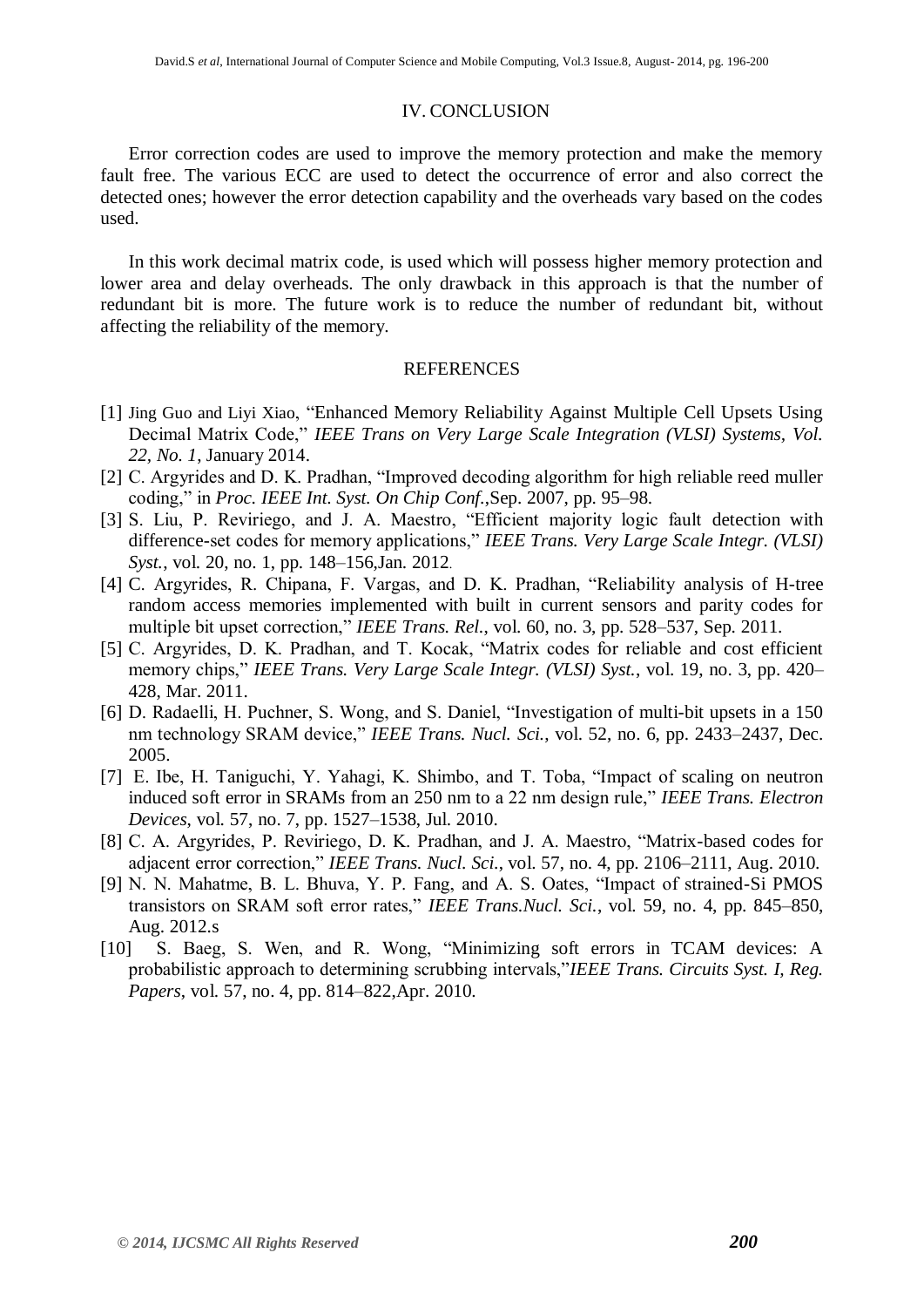## IV. CONCLUSION

Error correction codes are used to improve the memory protection and make the memory fault free. The various ECC are used to detect the occurrence of error and also correct the detected ones; however the error detection capability and the overheads vary based on the codes used.

In this work decimal matrix code, is used which will possess higher memory protection and lower area and delay overheads. The only drawback in this approach is that the number of redundant bit is more. The future work is to reduce the number of redundant bit, without affecting the reliability of the memory.

## REFERENCES

[1] Jing Guo and Liyi Xiao, "Enhanced Memory Reliability Against Multiple Cell Upsets Using Decimal Matrix Code," *IEEE Trans on Very Large Scale Integration (VLSI) Systems, Vol. 22, No. 1*, January 2014.

[2] C. Argyrides and D. K. Pradhan, "Improved decoding algorithm for high reliable reed muller coding," in *Proc. IEEE Int. Syst. On Chip Conf.*,Sep. 2007, pp. 95–98.

[3] S. Liu, P. Reviriego, and J. A. Maestro, "Efficient majority logic fault detection with difference-set codes for memory applications," *IEEE Trans. Very Large Scale Integr. (VLSI) Syst.*, vol. 20, no. 1, pp. 148–156,Jan. 2012.

[4] C. Argyrides, R. Chipana, F. Vargas, and D. K. Pradhan, "Reliability analysis of H-tree random access memories implemented with built in current sensors and parity codes for multiple bit upset correction," *IEEE Trans. Rel.*, vol. 60, no. 3, pp. 528–537, Sep. 2011.

[5] C. Argyrides, D. K. Pradhan, and T. Kocak, "Matrix codes for reliable and cost efficient memory chips," *IEEE Trans. Very Large Scale Integr. (VLSI) Syst.*, vol. 19, no. 3, pp. 420–428, Mar. 2011.

[6] D. Radaelli, H. Puchner, S. Wong, and S. Daniel, "Investigation of multi-bit upsets in a 150 nm technology SRAM device," *IEEE Trans. Nucl. Sci.*, vol. 52, no. 6, pp. 2433–2437, Dec. 2005.

[7] E. Ibe, H. Taniguchi, Y. Yahagi, K. Shimbo, and T. Toba, "Impact of scaling on neutron induced soft error in SRAMs from an 250 nm to a 22 nm design rule," *IEEE Trans. Electron Devices*, vol. 57, no. 7, pp. 1527–1538, Jul. 2010.

[8] C. A. Argyrides, P. Reviriego, D. K. Pradhan, and J. A. Maestro, "Matrix-based codes for adjacent error correction," *IEEE Trans. Nucl. Sci.*, vol. 57, no. 4, pp. 2106–2111, Aug. 2010.

[9] N. N. Mahatme, B. L. Bhuva, Y. P. Fang, and A. S. Oates, "Impact of strained-Si PMOS transistors on SRAM soft error rates," *IEEE Trans.Nucl. Sci.*, vol. 59, no. 4, pp. 845–850, Aug. 2012.s

[10] S. Baeg, S. Wen, and R. Wong, "Minimizing soft errors in TCAM devices: A probabilistic approach to determining scrubbing intervals,"*IEEE Trans. Circuits Syst. I, Reg. Papers*, vol. 57, no. 4, pp. 814–822,Apr. 2010.